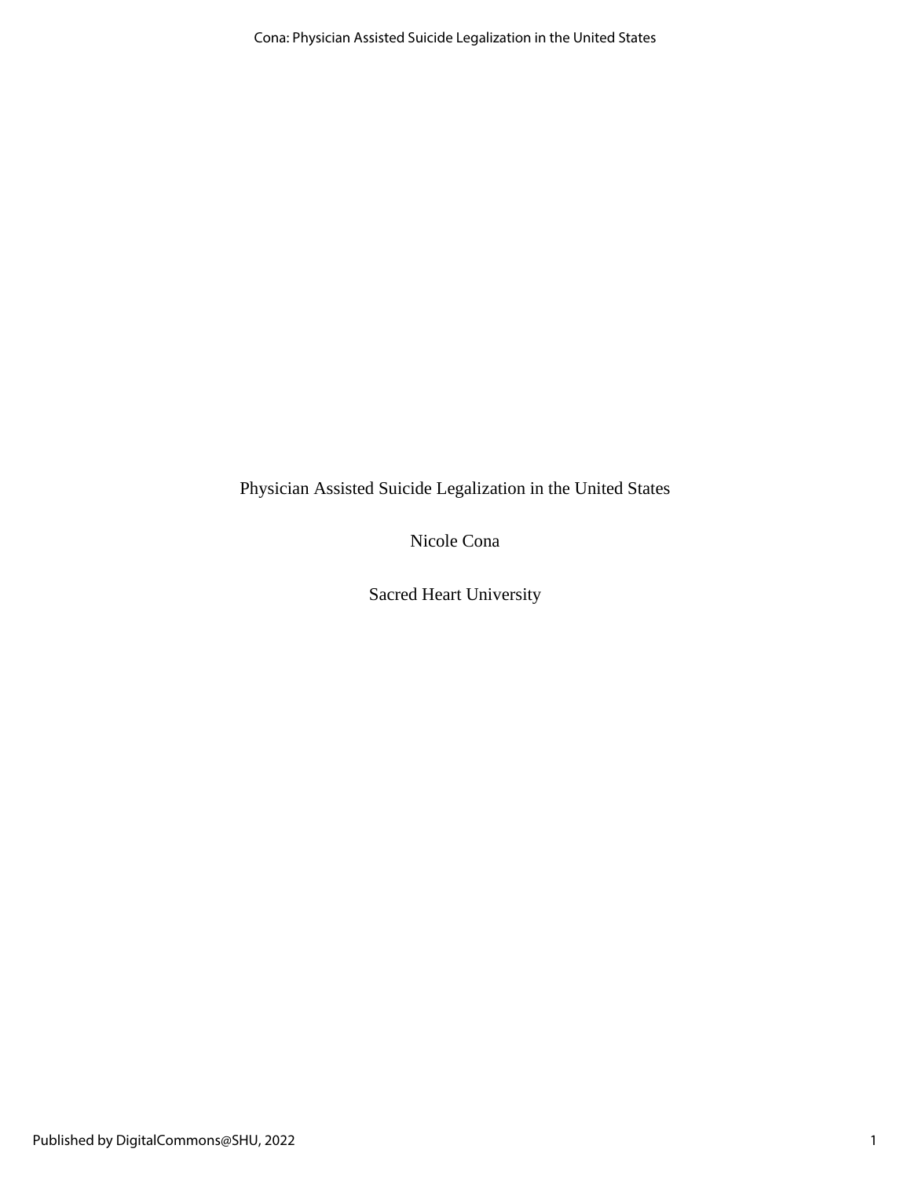# Physician Assisted Suicide Legalization in the United States

Nicole Cona

Sacred Heart University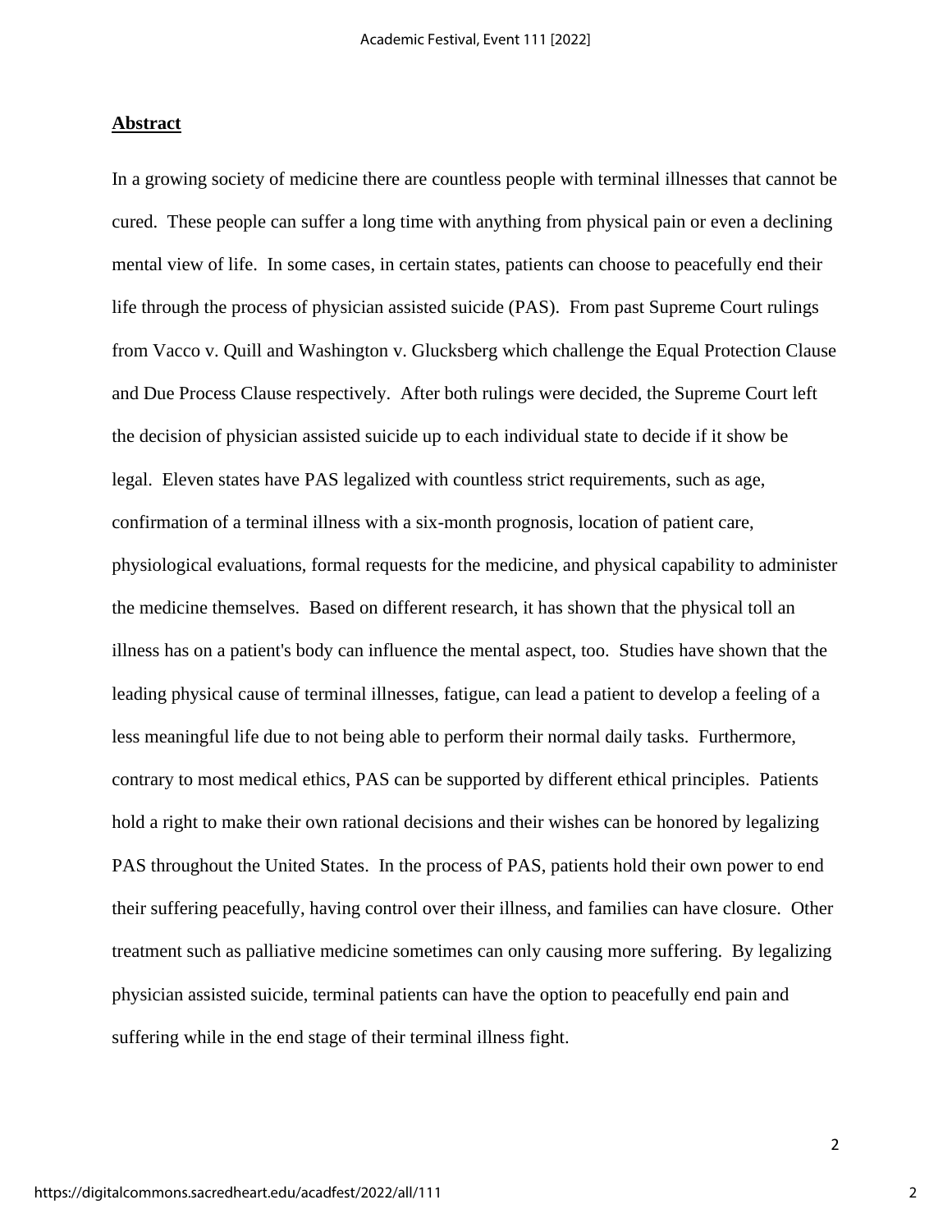## Abstract

In a growing society of medicine there are countless people with terminal illnesses that cannot be cured. These people can suffer a long time with anything from physical pain or even a declining mental view of life. In some cases, in certain states, patients can choose to peacefully end their life through the process of physician assisted suicide (PAS). From past Supreme Court rulings from Vacco v. Quill and Washington v. Glucksberg which challenge the Equal Protection Clause and Due Process Clause respectively. After both rulings were decided, the Supreme Court left the decision of physician assisted suicide up to each individual state to decide if it show be legal. Eleven states have PAS legalized with countless strict requirements, such as age, confirmation of a terminal illness with a six-month prognosis, location of patient care, physiological evaluations, formal requests for the medicine, and physical capability to administer the medicine themselves. Based on different research, it has shown that the physical toll an illness has on a patient's body can influence the mental aspect, too. Studies have shown that the leading physical cause of terminal illnesses, fatigue, can lead a patient to develop a feeling of a less meaningful life due to not being able to perform their normal daily tasks. Furthermore, contrary to most medical ethics, PAS can be supported by different ethical principles. Patients hold a right to make their own rational decisions and their wishes can be honored by legalizing PAS throughout the United States. In the process of PAS, patients hold their own power to end their suffering peacefully, having control over their illness, and families can have closure. Other treatment such as palliative medicine sometimes can only causing more suffering. By legalizing physician assisted suicide, terminal patients can have the option to peacefully end pain and suffering while in the end stage of their terminal illness fight.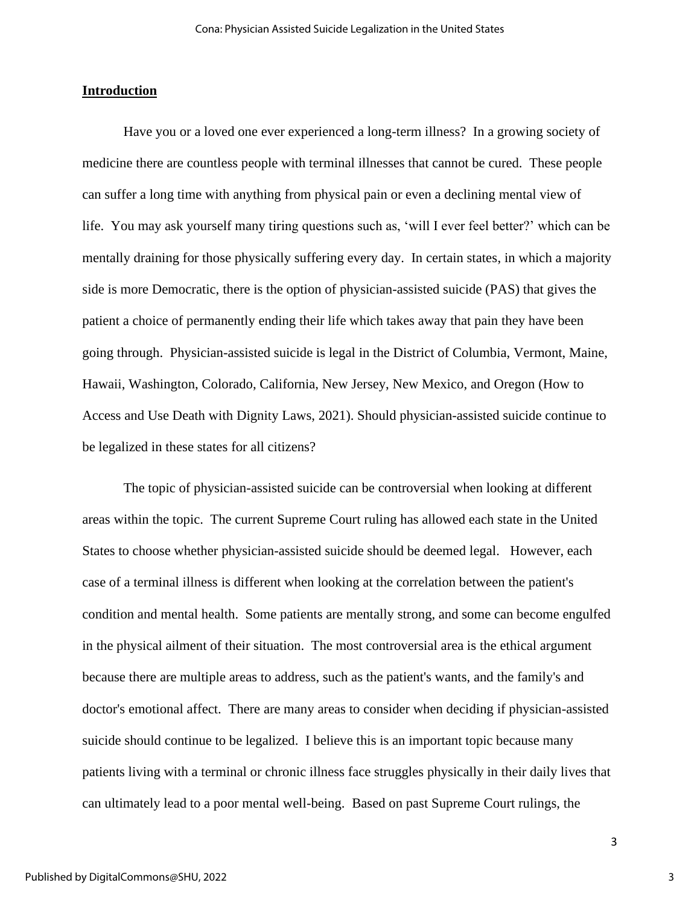## Introduction

Have you or a loved one ever experienced a long-term illness? In a growing society of medicine there are countless people with terminal illnesses that cannot be cured. These people can suffer a long time with anything from physical pain or even a declining mental view of life. You may ask yourself many tiring questions such as, 'will I ever feel better?' which can be mentally draining for those physically suffering every day. In certain states, in which a majority side is more Democratic, there is the option of physician-assisted suicide (PAS) that gives the patient a choice of permanently ending their life which takes away that pain they have been going through. Physician-assisted suicide is legal in the District of Columbia, Vermont, Maine, Hawaii, Washington, Colorado, California, New Jersey, New Mexico, and Oregon (How to Access and Use Death with Dignity Laws, 2021). Should physician-assisted suicide continue to be legalized in these states for all citizens?

The topic of physician-assisted suicide can be controversial when looking at different areas within the topic. The current Supreme Court ruling has allowed each state in the United States to choose whether physician-assisted suicide should be deemed legal. However, each case of a terminal illness is different when looking at the correlation between the patient's condition and mental health. Some patients are mentally strong, and some can become engulfed in the physical ailment of their situation. The most controversial area is the ethical argument because there are multiple areas to address, such as the patient's wants, and the family's and doctor's emotional affect. There are many areas to consider when deciding if physician-assisted suicide should continue to be legalized. I believe this is an important topic because many patients living with a terminal or chronic illness face struggles physically in their daily lives that can ultimately lead to a poor mental well-being. Based on past Supreme Court rulings, the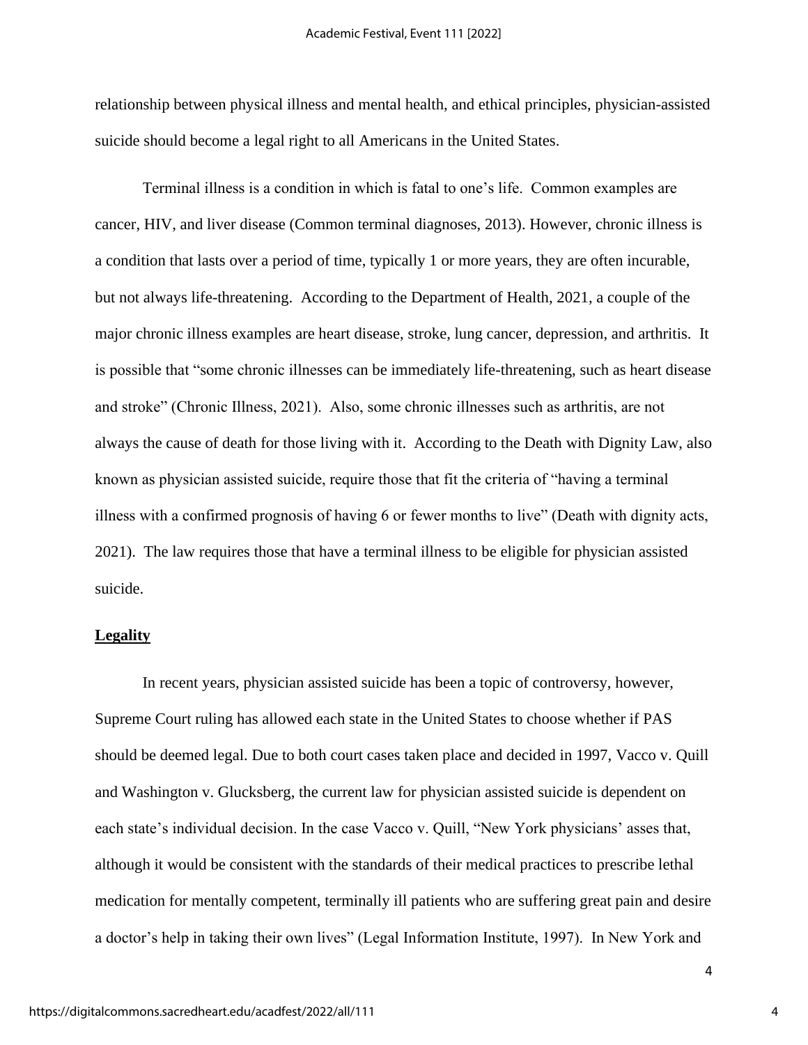relationship between physical illness and mental health, and ethical principles, physician-assisted suicide should become a legal right to all Americans in the United States.

Terminal illness is a condition in which is fatal to one's life. Common examples are cancer, HIV, and liver disease (Common terminal diagnoses, 2013). However, chronic illness is a condition that lasts over a period of time, typically 1 or more years, they are often incurable, but not always life-threatening. According to the Department of Health, 2021, a couple of the major chronic illness examples are heart disease, stroke, lung cancer, depression, and arthritis. It is possible that "some chronic illnesses can be immediately life-threatening, such as heart disease and stroke" (Chronic Illness, 2021). Also, some chronic illnesses such as arthritis, are not always the cause of death for those living with it. According to the Death with Dignity Law, also known as physician assisted suicide, require those that fit the criteria of "having a terminal illness with a confirmed prognosis of having 6 or fewer months to live" (Death with dignity acts, 2021). The law requires those that have a terminal illness to be eligible for physician assisted suicide.

## Legality

In recent years, physician assisted suicide has been a topic of controversy, however, Supreme Court ruling has allowed each state in the United States to choose whether if PAS should be deemed legal. Due to both court cases taken place and decided in 1997, Vacco v. Quill and Washington v. Glucksberg, the current law for physician assisted suicide is dependent on each state's individual decision. In the case Vacco v. Quill, "New York physicians' asses that, although it would be consistent with the standards of their medical practices to prescribe lethal medication for mentally competent, terminally ill patients who are suffering great pain and desire a doctor's help in taking their own lives" (Legal Information Institute, 1997). In New York and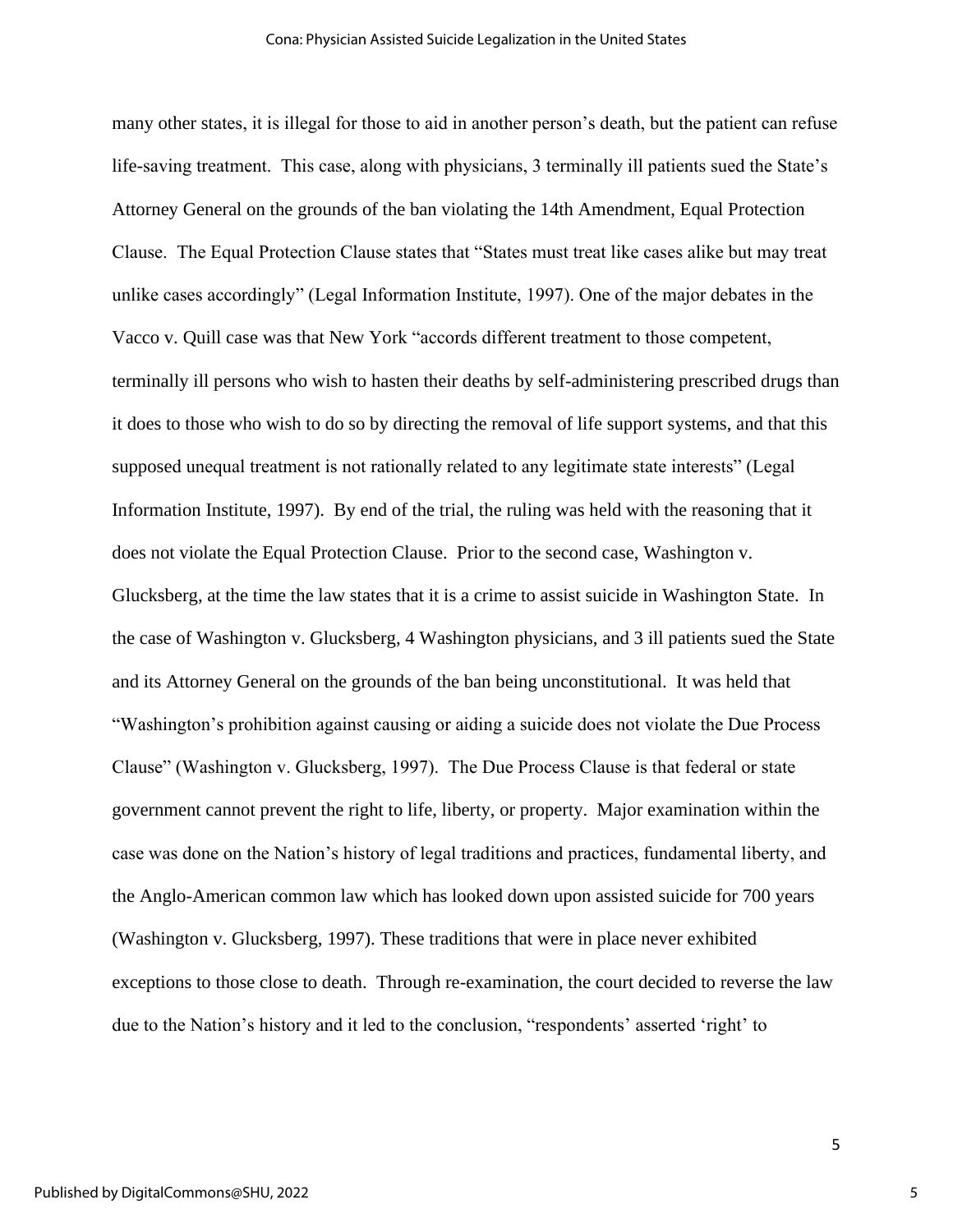many other states, it is illegal for those to aid in another person's death, but the patient can refuse life-saving treatment. This case, along with physicians, 3 terminally ill patients sued the State's Attorney General on the grounds of the ban violating the 14th Amendment, Equal Protection Clause. The Equal Protection Clause states that "States must treat like cases alike but may treat unlike cases accordingly" (Legal Information Institute, 1997). One of the major debates in the Vacco v. Quill case was that New York "accords different treatment to those competent, terminally ill persons who wish to hasten their deaths by self-administering prescribed drugs than it does to those who wish to do so by directing the removal of life support systems, and that this supposed unequal treatment is not rationally related to any legitimate state interests" (Legal Information Institute, 1997). By end of the trial, the ruling was held with the reasoning that it does not violate the Equal Protection Clause. Prior to the second case, Washington v. Glucksberg, at the time the law states that it is a crime to assist suicide in Washington State. In the case of Washington v. Glucksberg, 4 Washington physicians, and 3 ill patients sued the State and its Attorney General on the grounds of the ban being unconstitutional. It was held that "Washington's prohibition against causing or aiding a suicide does not violate the Due Process Clause" (Washington v. Glucksberg, 1997). The Due Process Clause is that federal or state government cannot prevent the right to life, liberty, or property. Major examination within the case was done on the Nation's history of legal traditions and practices, fundamental liberty, and the Anglo-American common law which has looked down upon assisted suicide for 700 years (Washington v. Glucksberg, 1997). These traditions that were in place never exhibited exceptions to those close to death. Through re-examination, the court decided to reverse the law due to the Nation's history and it led to the conclusion, "respondents' asserted 'right' to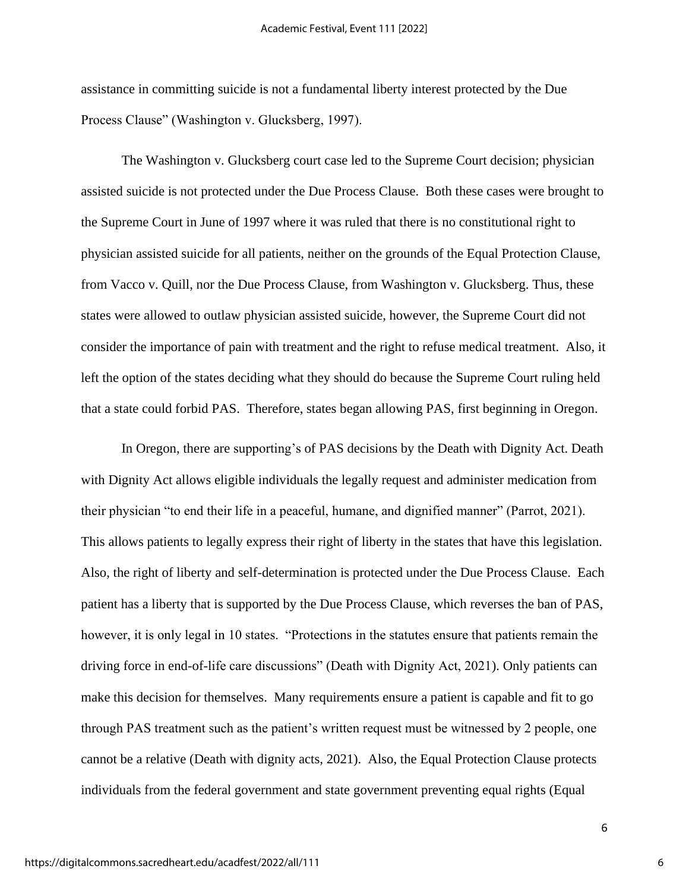assistance in committing suicide is not a fundamental liberty interest protected by the Due Process Clause" (Washington v. Glucksberg, 1997).

The Washington v. Glucksberg court case led to the Supreme Court decision; physician assisted suicide is not protected under the Due Process Clause. Both these cases were brought to the Supreme Court in June of 1997 where it was ruled that there is no constitutional right to physician assisted suicide for all patients, neither on the grounds of the Equal Protection Clause, from Vacco v. Quill, nor the Due Process Clause, from Washington v. Glucksberg. Thus, these states were allowed to outlaw physician assisted suicide, however, the Supreme Court did not consider the importance of pain with treatment and the right to refuse medical treatment. Also, it left the option of the states deciding what they should do because the Supreme Court ruling held that a state could forbid PAS. Therefore, states began allowing PAS, first beginning in Oregon.

In Oregon, there are supporting's of PAS decisions by the Death with Dignity Act. Death with Dignity Act allows eligible individuals the legally request and administer medication from their physician "to end their life in a peaceful, humane, and dignified manner" (Parrot, 2021). This allows patients to legally express their right of liberty in the states that have this legislation. Also, the right of liberty and self-determination is protected under the Due Process Clause. Each patient has a liberty that is supported by the Due Process Clause, which reverses the ban of PAS, however, it is only legal in 10 states. "Protections in the statutes ensure that patients remain the driving force in end-of-life care discussions" (Death with Dignity Act, 2021). Only patients can make this decision for themselves. Many requirements ensure a patient is capable and fit to go through PAS treatment such as the patient's written request must be witnessed by 2 people, one cannot be a relative (Death with dignity acts, 2021). Also, the Equal Protection Clause protects individuals from the federal government and state government preventing equal rights (Equal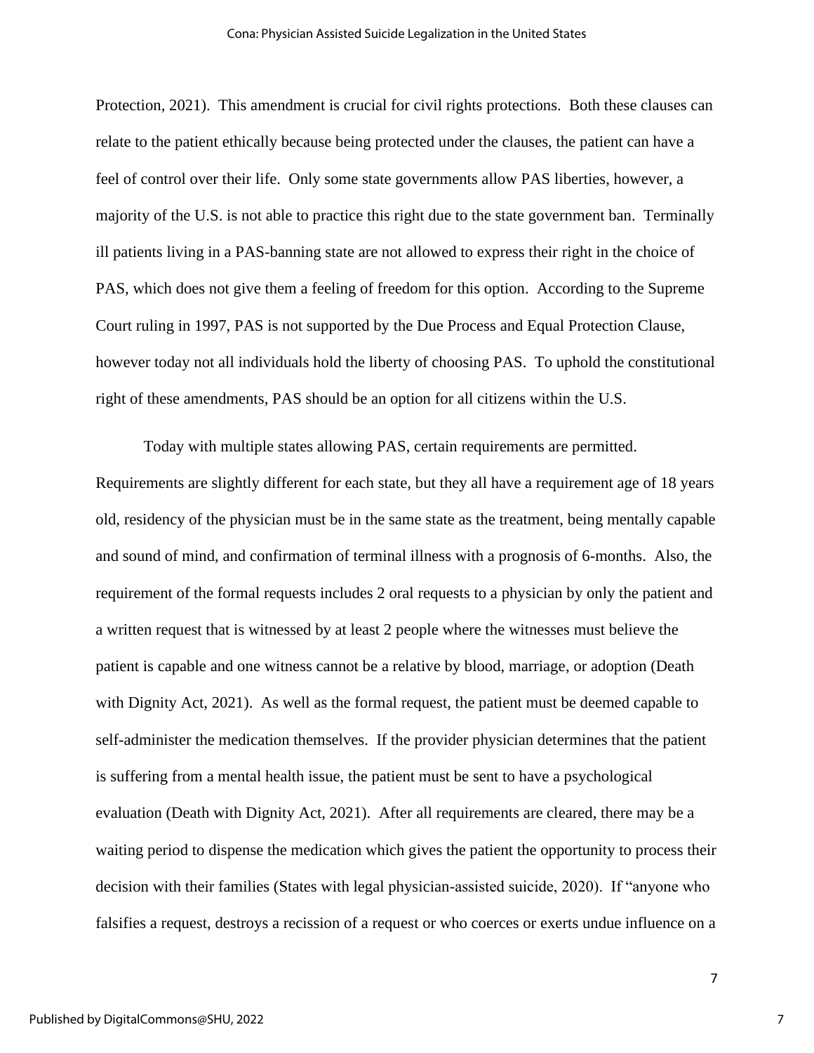Protection, 2021). This amendment is crucial for civil rights protections. Both these clauses can relate to the patient ethically because being protected under the clauses, the patient can have a feel of control over their life. Only some state governments allow PAS liberties, however, a majority of the U.S. is not able to practice this right due to the state government ban. Terminally ill patients living in a PAS-banning state are not allowed to express their right in the choice of PAS, which does not give them a feeling of freedom for this option. According to the Supreme Court ruling in 1997, PAS is not supported by the Due Process and Equal Protection Clause, however today not all individuals hold the liberty of choosing PAS. To uphold the constitutional right of these amendments, PAS should be an option for all citizens within the U.S.

Today with multiple states allowing PAS, certain requirements are permitted. Requirements are slightly different for each state, but they all have a requirement age of 18 years old, residency of the physician must be in the same state as the treatment, being mentally capable and sound of mind, and confirmation of terminal illness with a prognosis of 6-months. Also, the requirement of the formal requests includes 2 oral requests to a physician by only the patient and a written request that is witnessed by at least 2 people where the witnesses must believe the patient is capable and one witness cannot be a relative by blood, marriage, or adoption (Death with Dignity Act, 2021). As well as the formal request, the patient must be deemed capable to self-administer the medication themselves. If the provider physician determines that the patient is suffering from a mental health issue, the patient must be sent to have a psychological evaluation (Death with Dignity Act, 2021). After all requirements are cleared, there may be a waiting period to dispense the medication which gives the patient the opportunity to process their decision with their families (States with legal physician-assisted suicide, 2020). If "anyone who falsifies a request, destroys a recission of a request or who coerces or exerts undue influence on a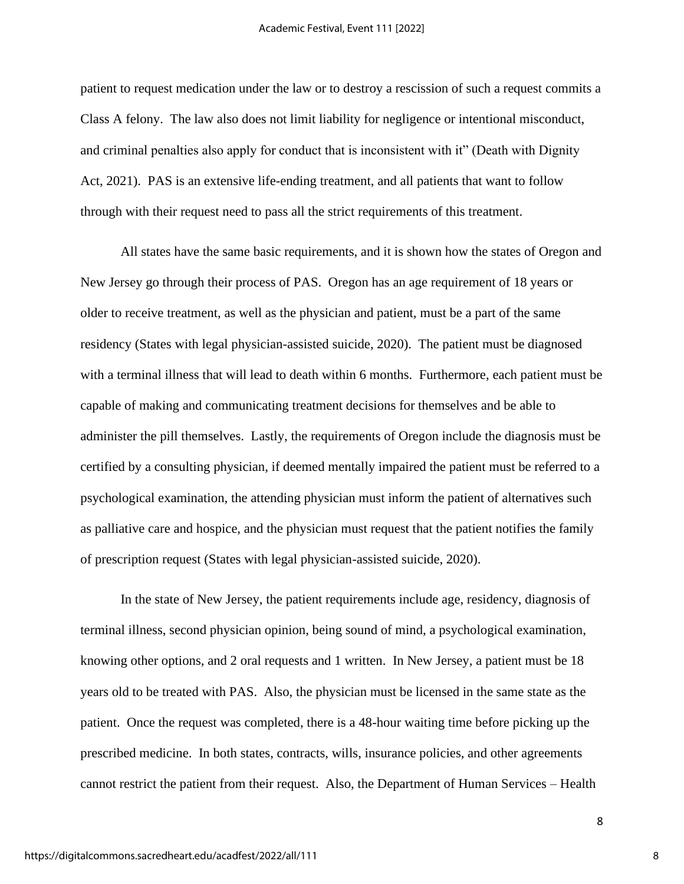patient to request medication under the law or to destroy a rescission of such a request commits a Class A felony. The law also does not limit liability for negligence or intentional misconduct, and criminal penalties also apply for conduct that is inconsistent with it" (Death with Dignity Act, 2021). PAS is an extensive life-ending treatment, and all patients that want to follow through with their request need to pass all the strict requirements of this treatment.

All states have the same basic requirements, and it is shown how the states of Oregon and New Jersey go through their process of PAS. Oregon has an age requirement of 18 years or older to receive treatment, as well as the physician and patient, must be a part of the same residency (States with legal physician-assisted suicide, 2020). The patient must be diagnosed with a terminal illness that will lead to death within 6 months. Furthermore, each patient must be capable of making and communicating treatment decisions for themselves and be able to administer the pill themselves. Lastly, the requirements of Oregon include the diagnosis must be certified by a consulting physician, if deemed mentally impaired the patient must be referred to a psychological examination, the attending physician must inform the patient of alternatives such as palliative care and hospice, and the physician must request that the patient notifies the family of prescription request (States with legal physician-assisted suicide, 2020).

In the state of New Jersey, the patient requirements include age, residency, diagnosis of terminal illness, second physician opinion, being sound of mind, a psychological examination, knowing other options, and 2 oral requests and 1 written. In New Jersey, a patient must be 18 years old to be treated with PAS. Also, the physician must be licensed in the same state as the patient. Once the request was completed, there is a 48-hour waiting time before picking up the prescribed medicine. In both states, contracts, wills, insurance policies, and other agreements cannot restrict the patient from their request. Also, the Department of Human Services – Health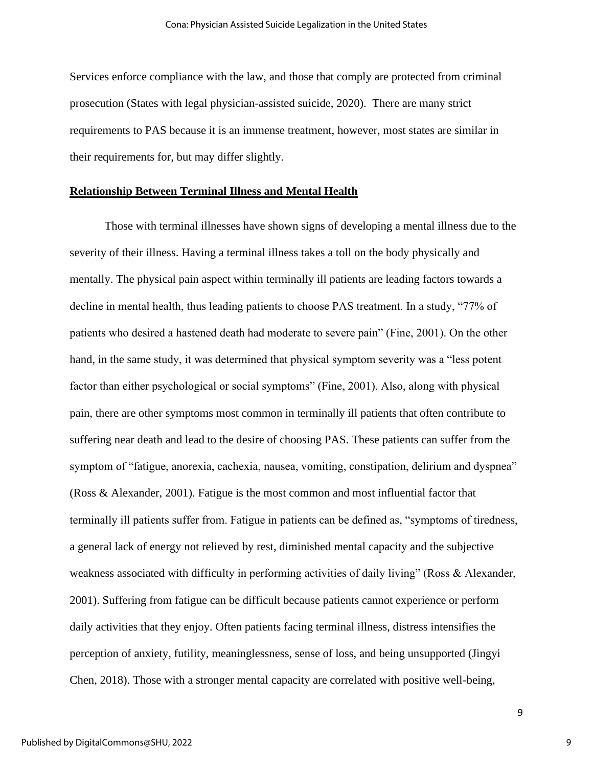Services enforce compliance with the law, and those that comply are protected from criminal prosecution (States with legal physician-assisted suicide, 2020). There are many strict requirements to PAS because it is an immense treatment, however, most states are similar in their requirements for, but may differ slightly.

## Relationship Between Terminal Illness and Mental Health

Those with terminal illnesses have shown signs of developing a mental illness due to the severity of their illness. Having a terminal illness takes a toll on the body physically and mentally. The physical pain aspect within terminally ill patients are leading factors towards a decline in mental health, thus leading patients to choose PAS treatment. In a study, "77% of patients who desired a hastened death had moderate to severe pain" (Fine, 2001). On the other hand, in the same study, it was determined that physical symptom severity was a "less potent factor than either psychological or social symptoms" (Fine, 2001). Also, along with physical pain, there are other symptoms most common in terminally ill patients that often contribute to suffering near death and lead to the desire of choosing PAS. These patients can suffer from the symptom of "fatigue, anorexia, cachexia, nausea, vomiting, constipation, delirium and dyspnea" (Ross & Alexander, 2001). Fatigue is the most common and most influential factor that terminally ill patients suffer from. Fatigue in patients can be defined as, "symptoms of tiredness, a general lack of energy not relieved by rest, diminished mental capacity and the subjective weakness associated with difficulty in performing activities of daily living" (Ross & Alexander, 2001). Suffering from fatigue can be difficult because patients cannot experience or perform daily activities that they enjoy. Often patients facing terminal illness, distress intensifies the perception of anxiety, futility, meaninglessness, sense of loss, and being unsupported (Jingyi Chen, 2018). Those with a stronger mental capacity are correlated with positive well-being,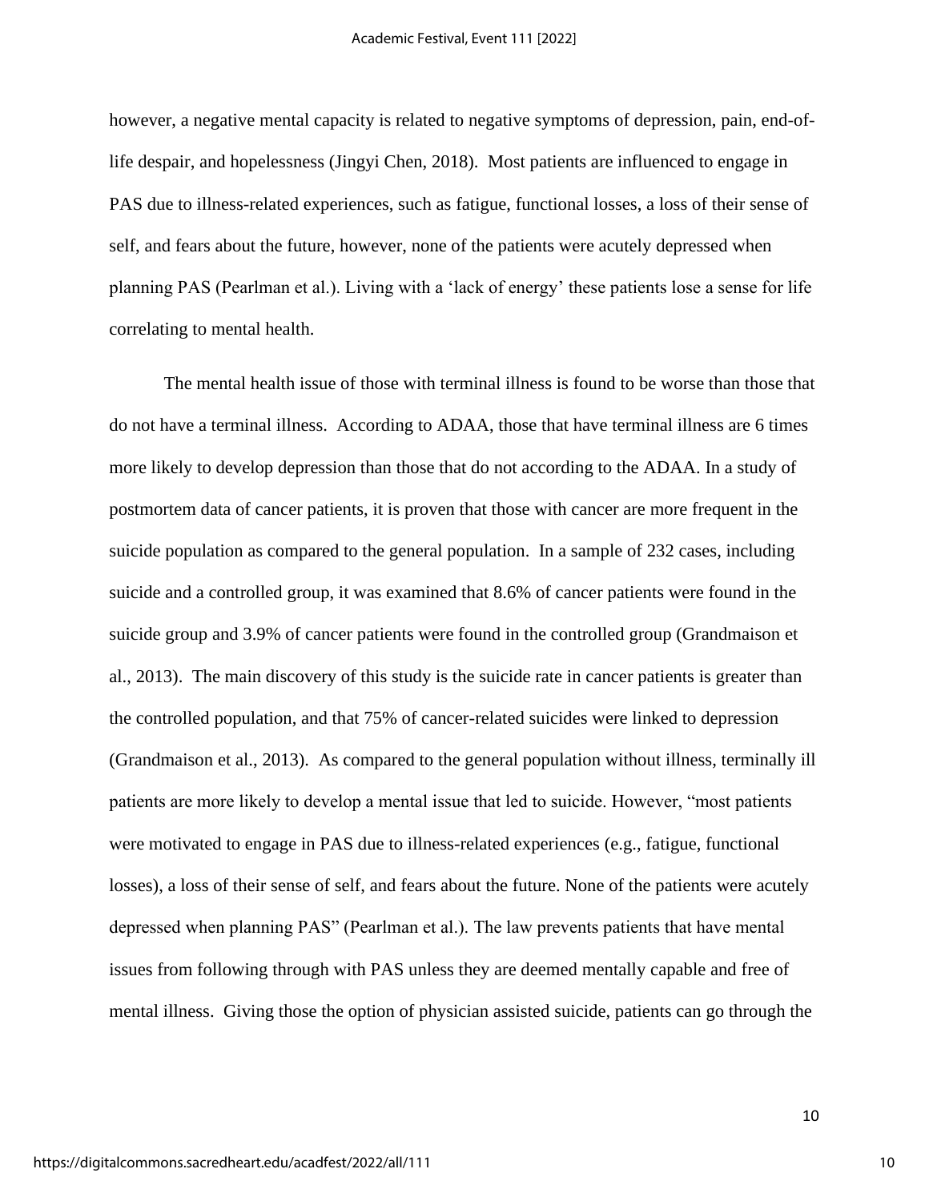however, a negative mental capacity is related to negative symptoms of depression, pain, end-of-life despair, and hopelessness (Jingyi Chen, 2018). Most patients are influenced to engage in PAS due to illness-related experiences, such as fatigue, functional losses, a loss of their sense of self, and fears about the future, however, none of the patients were acutely depressed when planning PAS (Pearlman et al.). Living with a 'lack of energy' these patients lose a sense for life correlating to mental health.

The mental health issue of those with terminal illness is found to be worse than those that do not have a terminal illness. According to ADAA, those that have terminal illness are 6 times more likely to develop depression than those that do not according to the ADAA. In a study of postmortem data of cancer patients, it is proven that those with cancer are more frequent in the suicide population as compared to the general population. In a sample of 232 cases, including suicide and a controlled group, it was examined that 8.6% of cancer patients were found in the suicide group and 3.9% of cancer patients were found in the controlled group (Grandmaison et al., 2013). The main discovery of this study is the suicide rate in cancer patients is greater than the controlled population, and that 75% of cancer-related suicides were linked to depression (Grandmaison et al., 2013). As compared to the general population without illness, terminally ill patients are more likely to develop a mental issue that led to suicide. However, "most patients were motivated to engage in PAS due to illness-related experiences (e.g., fatigue, functional losses), a loss of their sense of self, and fears about the future. None of the patients were acutely depressed when planning PAS" (Pearlman et al.). The law prevents patients that have mental issues from following through with PAS unless they are deemed mentally capable and free of mental illness. Giving those the option of physician assisted suicide, patients can go through the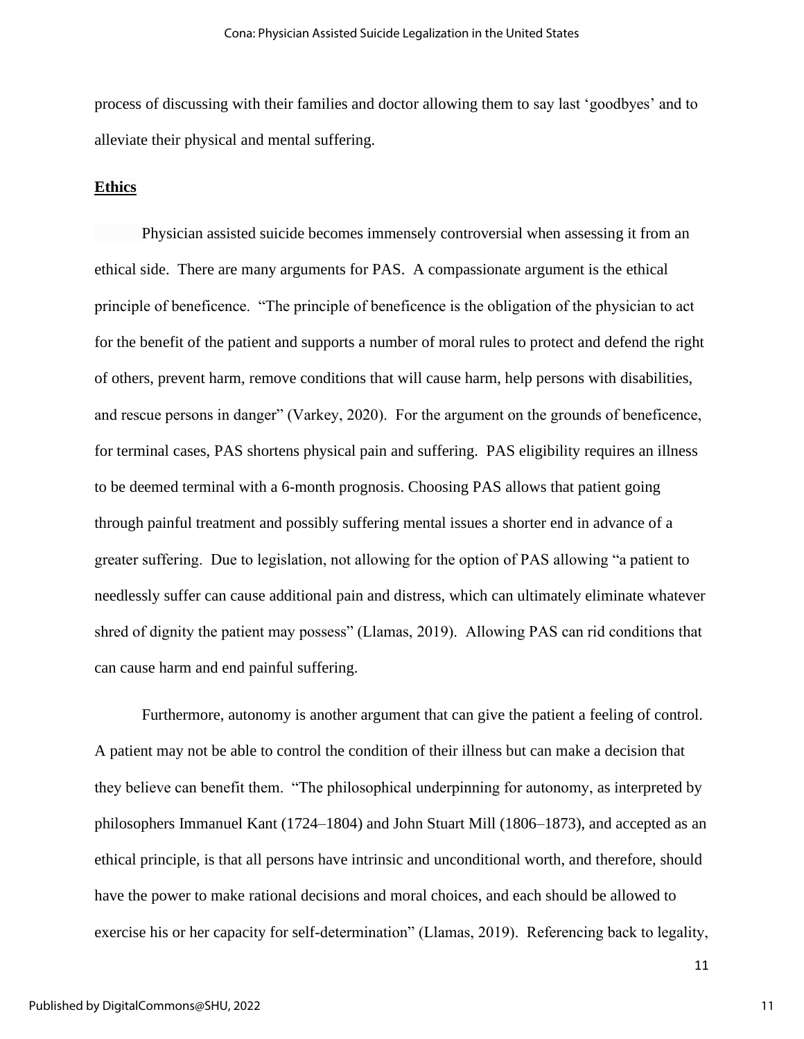process of discussing with their families and doctor allowing them to say last 'goodbyes' and to alleviate their physical and mental suffering.

**Ethics**

Physician assisted suicide becomes immensely controversial when assessing it from an ethical side. There are many arguments for PAS. A compassionate argument is the ethical principle of beneficence. "The principle of beneficence is the obligation of the physician to act for the benefit of the patient and supports a number of moral rules to protect and defend the right of others, prevent harm, remove conditions that will cause harm, help persons with disabilities, and rescue persons in danger" (Varkey, 2020). For the argument on the grounds of beneficence, for terminal cases, PAS shortens physical pain and suffering. PAS eligibility requires an illness to be deemed terminal with a 6-month prognosis. Choosing PAS allows that patient going through painful treatment and possibly suffering mental issues a shorter end in advance of a greater suffering. Due to legislation, not allowing for the option of PAS allowing "a patient to needlessly suffer can cause additional pain and distress, which can ultimately eliminate whatever shred of dignity the patient may possess" (Llamas, 2019). Allowing PAS can rid conditions that can cause harm and end painful suffering.

Furthermore, autonomy is another argument that can give the patient a feeling of control. A patient may not be able to control the condition of their illness but can make a decision that they believe can benefit them. "The philosophical underpinning for autonomy, as interpreted by philosophers Immanuel Kant (1724–1804) and John Stuart Mill (1806–1873), and accepted as an ethical principle, is that all persons have intrinsic and unconditional worth, and therefore, should have the power to make rational decisions and moral choices, and each should be allowed to exercise his or her capacity for self-determination" (Llamas, 2019). Referencing back to legality,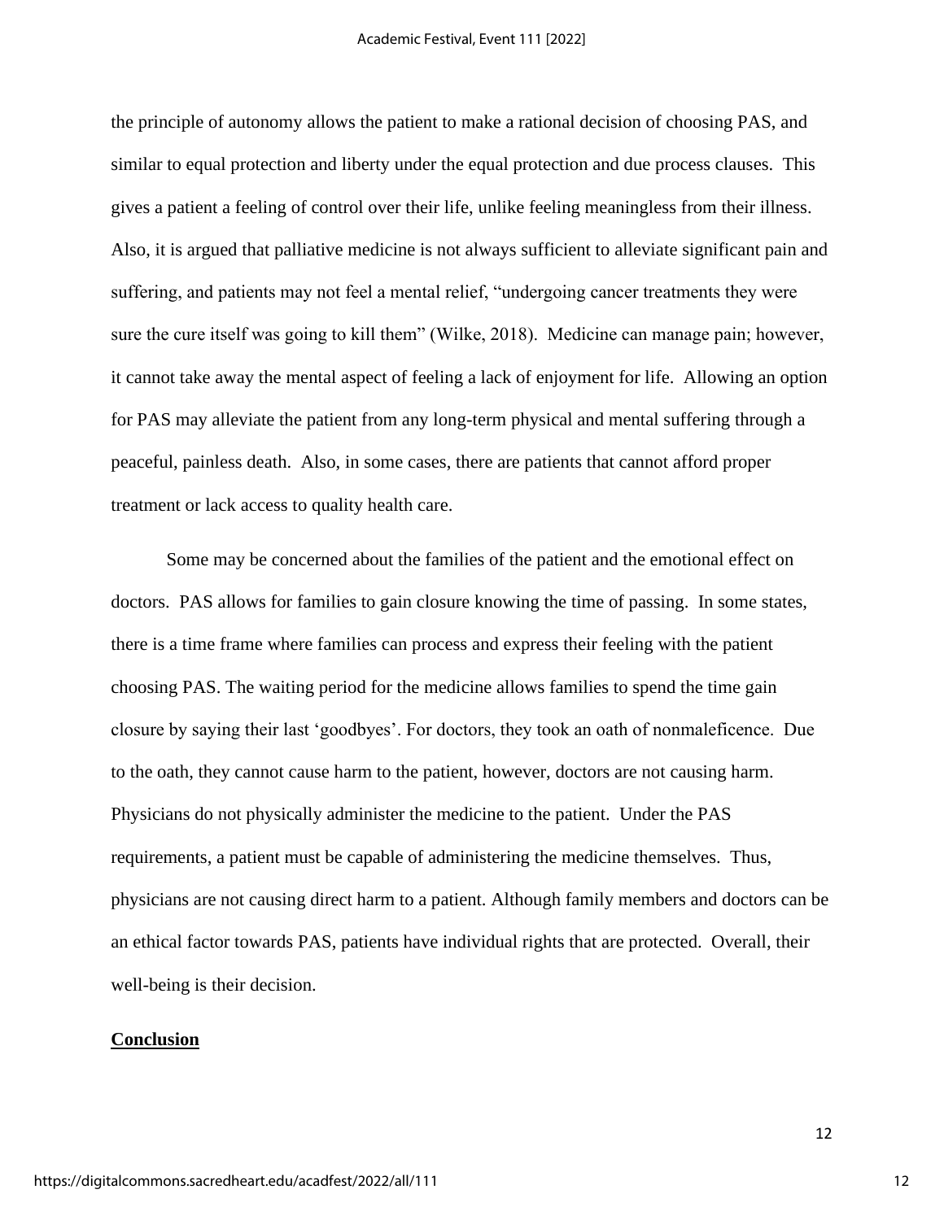the principle of autonomy allows the patient to make a rational decision of choosing PAS, and similar to equal protection and liberty under the equal protection and due process clauses. This gives a patient a feeling of control over their life, unlike feeling meaningless from their illness. Also, it is argued that palliative medicine is not always sufficient to alleviate significant pain and suffering, and patients may not feel a mental relief, "undergoing cancer treatments they were sure the cure itself was going to kill them" (Wilke, 2018). Medicine can manage pain; however, it cannot take away the mental aspect of feeling a lack of enjoyment for life. Allowing an option for PAS may alleviate the patient from any long-term physical and mental suffering through a peaceful, painless death. Also, in some cases, there are patients that cannot afford proper treatment or lack access to quality health care.

Some may be concerned about the families of the patient and the emotional effect on doctors. PAS allows for families to gain closure knowing the time of passing. In some states, there is a time frame where families can process and express their feeling with the patient choosing PAS. The waiting period for the medicine allows families to spend the time gain closure by saying their last 'goodbyes'. For doctors, they took an oath of nonmaleficence. Due to the oath, they cannot cause harm to the patient, however, doctors are not causing harm. Physicians do not physically administer the medicine to the patient. Under the PAS requirements, a patient must be capable of administering the medicine themselves. Thus, physicians are not causing direct harm to a patient. Although family members and doctors can be an ethical factor towards PAS, patients have individual rights that are protected. Overall, their well-being is their decision.

## Conclusion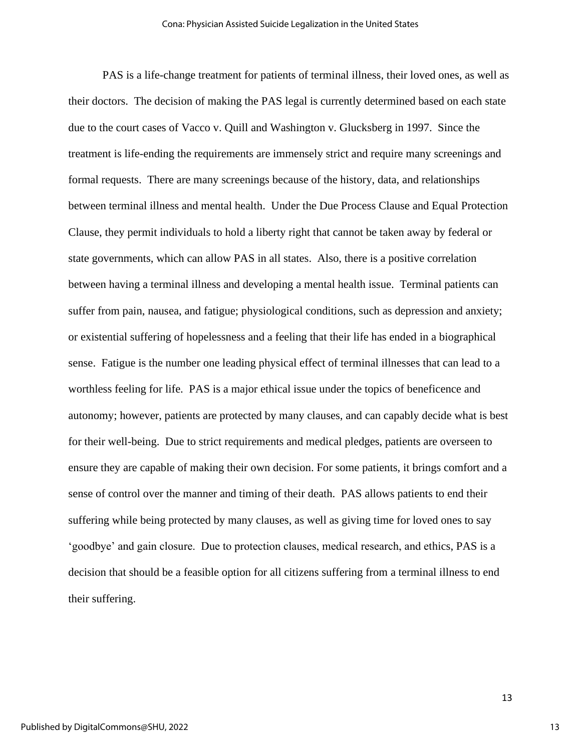PAS is a life-change treatment for patients of terminal illness, their loved ones, as well as their doctors. The decision of making the PAS legal is currently determined based on each state due to the court cases of Vacco v. Quill and Washington v. Glucksberg in 1997. Since the treatment is life-ending the requirements are immensely strict and require many screenings and formal requests. There are many screenings because of the history, data, and relationships between terminal illness and mental health. Under the Due Process Clause and Equal Protection Clause, they permit individuals to hold a liberty right that cannot be taken away by federal or state governments, which can allow PAS in all states. Also, there is a positive correlation between having a terminal illness and developing a mental health issue. Terminal patients can suffer from pain, nausea, and fatigue; physiological conditions, such as depression and anxiety; or existential suffering of hopelessness and a feeling that their life has ended in a biographical sense. Fatigue is the number one leading physical effect of terminal illnesses that can lead to a worthless feeling for life. PAS is a major ethical issue under the topics of beneficence and autonomy; however, patients are protected by many clauses, and can capably decide what is best for their well-being. Due to strict requirements and medical pledges, patients are overseen to ensure they are capable of making their own decision. For some patients, it brings comfort and a sense of control over the manner and timing of their death. PAS allows patients to end their suffering while being protected by many clauses, as well as giving time for loved ones to say 'goodbye' and gain closure. Due to protection clauses, medical research, and ethics, PAS is a decision that should be a feasible option for all citizens suffering from a terminal illness to end their suffering.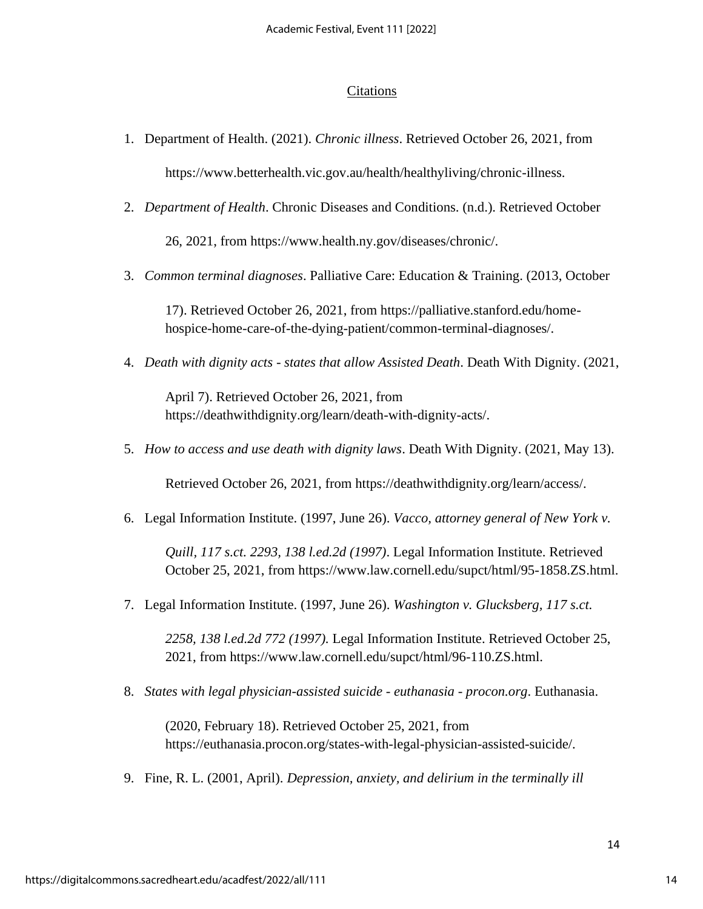## Citations

1. Department of Health. (2021). *Chronic illness*. Retrieved October 26, 2021, from https://www.betterhealth.vic.gov.au/health/healthyliving/chronic-illness.

2. *Department of Health*. Chronic Diseases and Conditions. (n.d.). Retrieved October 26, 2021, from https://www.health.ny.gov/diseases/chronic/.

3. *Common terminal diagnoses*. Palliative Care: Education & Training. (2013, October 17). Retrieved October 26, 2021, from https://palliative.stanford.edu/home-hospice-home-care-of-the-dying-patient/common-terminal-diagnoses/.

4. *Death with dignity acts - states that allow Assisted Death*. Death With Dignity. (2021, April 7). Retrieved October 26, 2021, from https://deathwithdignity.org/learn/death-with-dignity-acts/.

5. *How to access and use death with dignity laws*. Death With Dignity. (2021, May 13). Retrieved October 26, 2021, from https://deathwithdignity.org/learn/access/.

6. Legal Information Institute. (1997, June 26). *Vacco, attorney general of New York v. Quill, 117 s.ct. 2293, 138 l.ed.2d (1997)*. Legal Information Institute. Retrieved October 25, 2021, from https://www.law.cornell.edu/supct/html/95-1858.ZS.html.

7. Legal Information Institute. (1997, June 26). *Washington v. Glucksberg, 117 s.ct. 2258, 138 l.ed.2d 772 (1997).* Legal Information Institute. Retrieved October 25, 2021, from https://www.law.cornell.edu/supct/html/96-110.ZS.html.

8. *States with legal physician-assisted suicide - euthanasia - procon.org*. Euthanasia. (2020, February 18). Retrieved October 25, 2021, from https://euthanasia.procon.org/states-with-legal-physician-assisted-suicide/.

9. Fine, R. L. (2001, April). *Depression, anxiety, and delirium in the terminally ill*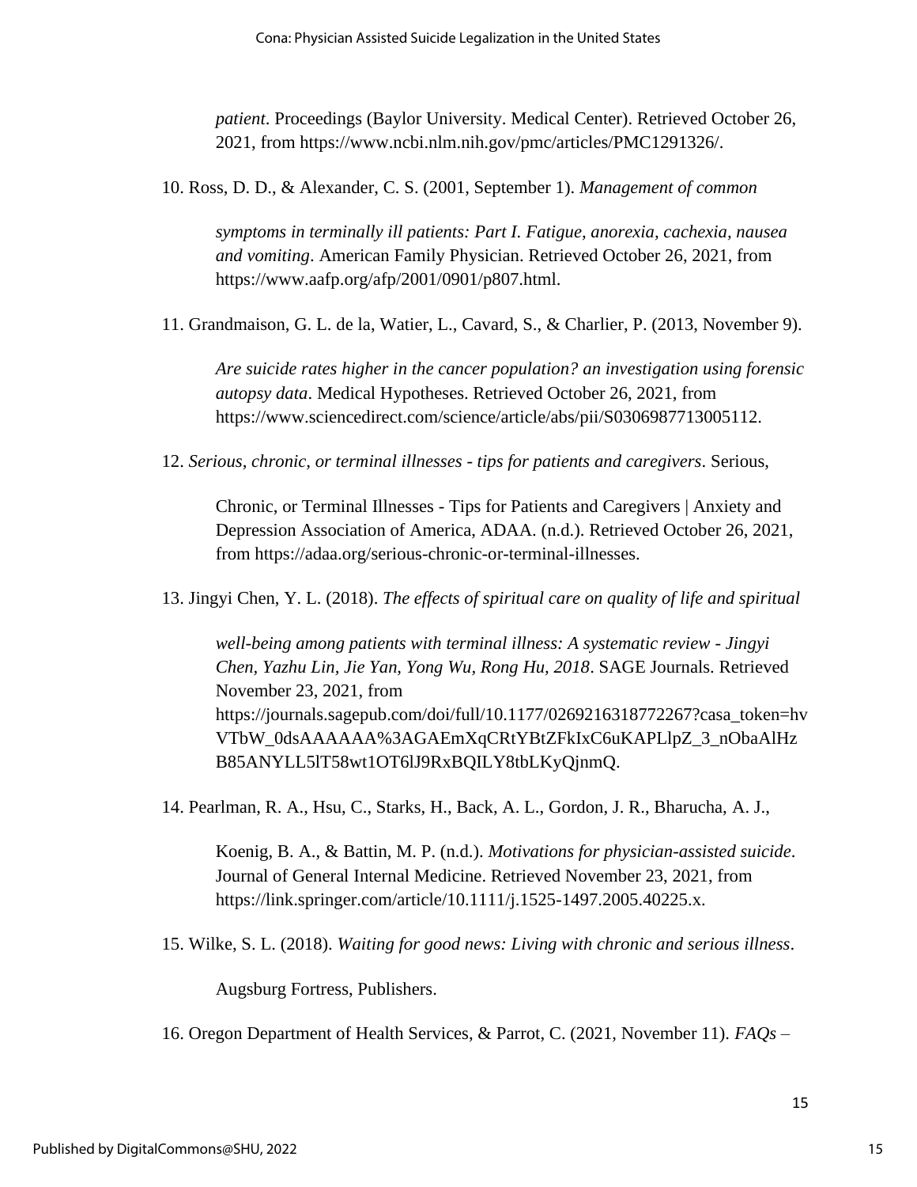*patient*. Proceedings (Baylor University. Medical Center). Retrieved October 26, 2021, from https://www.ncbi.nlm.nih.gov/pmc/articles/PMC1291326/.

10. Ross, D. D., & Alexander, C. S. (2001, September 1). *Management of common symptoms in terminally ill patients: Part I. Fatigue, anorexia, cachexia, nausea and vomiting*. American Family Physician. Retrieved October 26, 2021, from https://www.aafp.org/afp/2001/0901/p807.html.

11. Grandmaison, G. L. de la, Watier, L., Cavard, S., & Charlier, P. (2013, November 9). *Are suicide rates higher in the cancer population? an investigation using forensic autopsy data*. Medical Hypotheses. Retrieved October 26, 2021, from https://www.sciencedirect.com/science/article/abs/pii/S0306987713005112.

12. *Serious, chronic, or terminal illnesses - tips for patients and caregivers*. Serious, Chronic, or Terminal Illnesses - Tips for Patients and Caregivers | Anxiety and Depression Association of America, ADAA. (n.d.). Retrieved October 26, 2021, from https://adaa.org/serious-chronic-or-terminal-illnesses.

13. Jingyi Chen, Y. L. (2018). *The effects of spiritual care on quality of life and spiritual well-being among patients with terminal illness: A systematic review - Jingyi Chen, Yazhu Lin, Jie Yan, Yong Wu, Rong Hu, 2018*. SAGE Journals. Retrieved November 23, 2021, from https://journals.sagepub.com/doi/full/10.1177/0269216318772267?casa_token=hvVTbW_0dsAAAAAA%3AGAEmXqCRtYBtZFkIxC6uKAPLlpZ_3_nObaAlHzB85ANYLL5lT58wt1OT6lJ9RxBQILY8tbLKyQjnmQ.

14. Pearlman, R. A., Hsu, C., Starks, H., Back, A. L., Gordon, J. R., Bharucha, A. J., Koenig, B. A., & Battin, M. P. (n.d.). *Motivations for physician-assisted suicide*. Journal of General Internal Medicine. Retrieved November 23, 2021, from https://link.springer.com/article/10.1111/j.1525-1497.2005.40225.x.

15. Wilke, S. L. (2018). *Waiting for good news: Living with chronic and serious illness*. Augsburg Fortress, Publishers.

16. Oregon Department of Health Services, & Parrot, C. (2021, November 11). *FAQs –*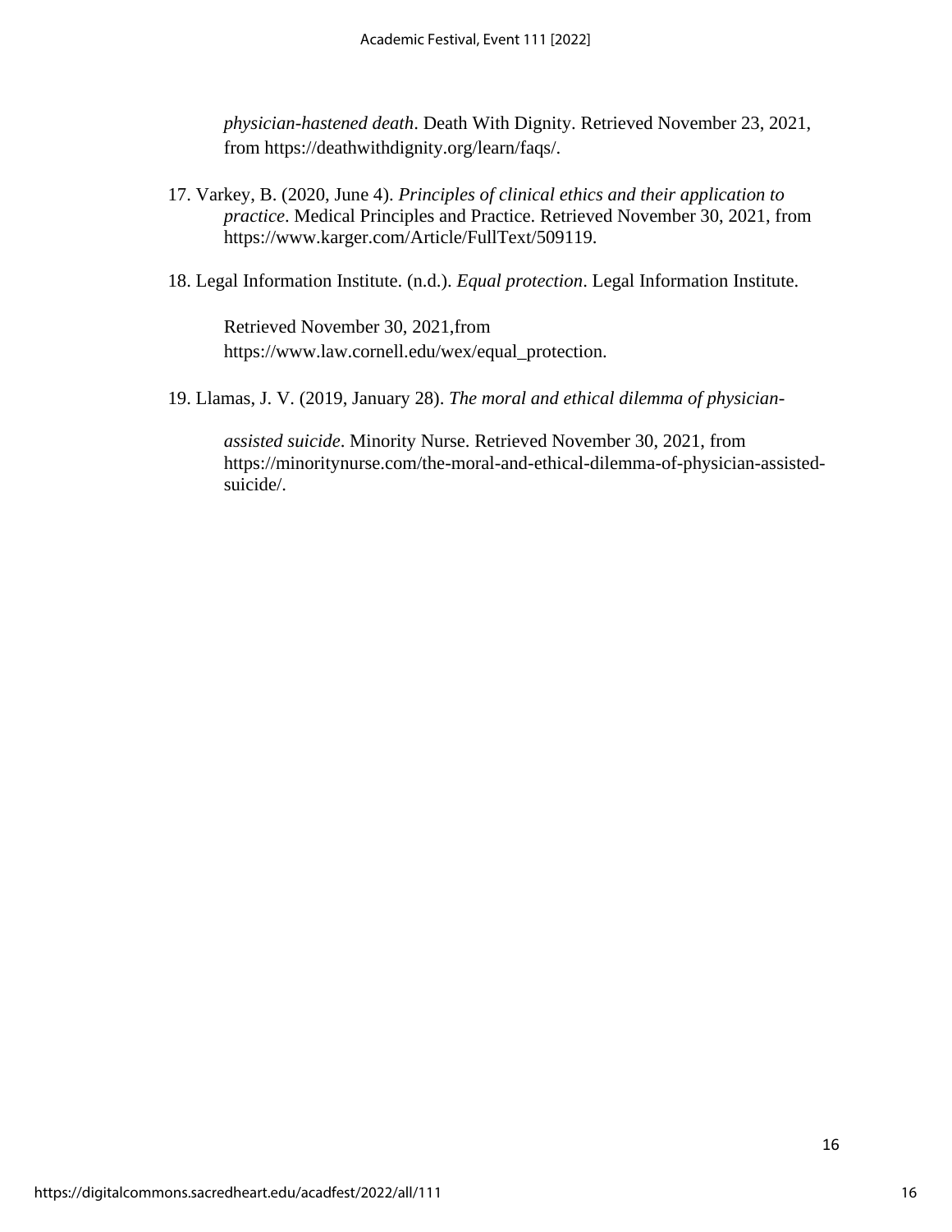*physician-hastened death*. Death With Dignity. Retrieved November 23, 2021, from https://deathwithdignity.org/learn/faqs/.

17. Varkey, B. (2020, June 4). *Principles of clinical ethics and their application to practice*. Medical Principles and Practice. Retrieved November 30, 2021, from https://www.karger.com/Article/FullText/509119.

18. Legal Information Institute. (n.d.). *Equal protection*. Legal Information Institute. Retrieved November 30, 2021,from https://www.law.cornell.edu/wex/equal_protection.

19. Llamas, J. V. (2019, January 28). *The moral and ethical dilemma of physician-assisted suicide*. Minority Nurse. Retrieved November 30, 2021, from https://minoritynurse.com/the-moral-and-ethical-dilemma-of-physician-assisted-suicide/.